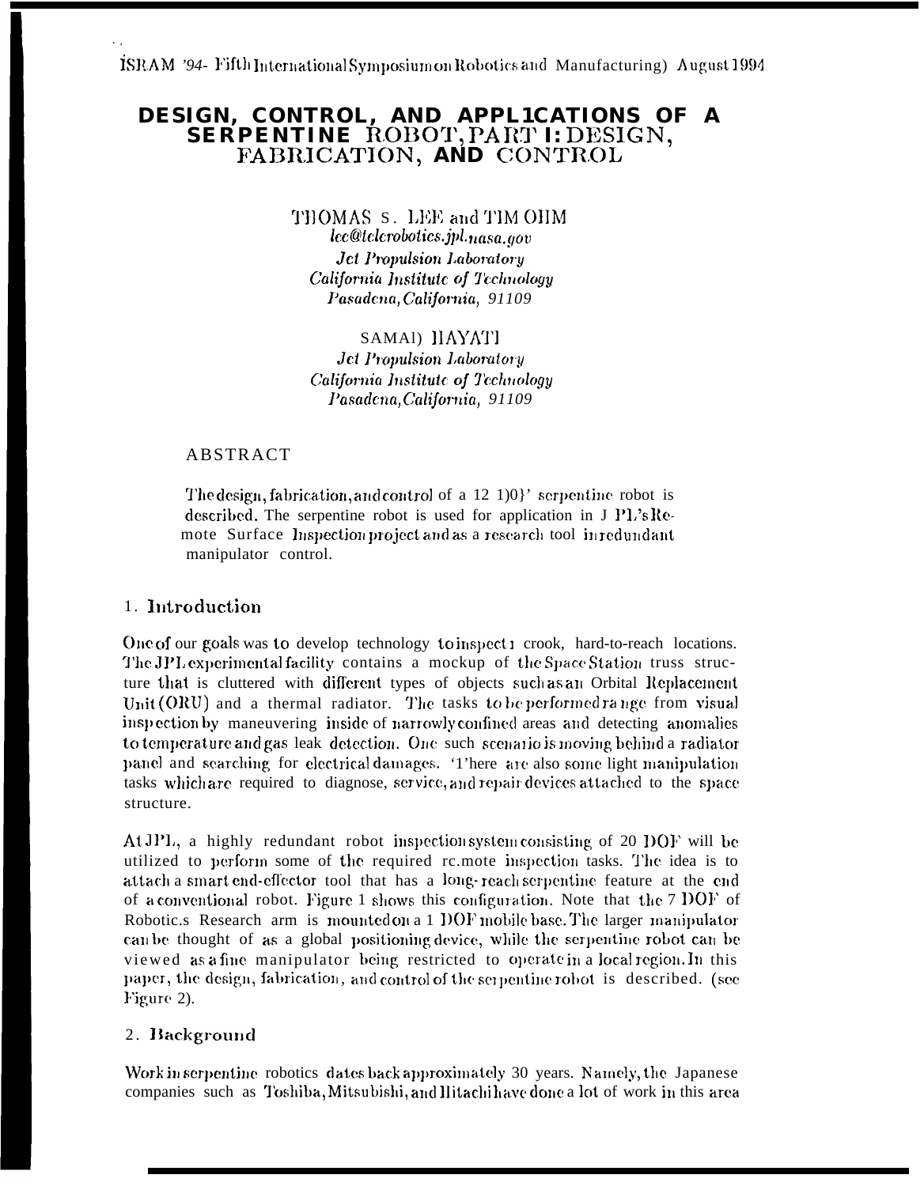ISRAM '94- Fifth International Symposium on Robotics and Manufacturing) August 1994

# DESIGN, CONTROL, AND APPL1CATIONS OF A SERPENTINE ROBOT, PART I: DESIGN, FABRICATION, AND CONTROL

THOMAS S. LEE and TIM OHM
*lee@telerobotics.jpl.nasa.gov*
*Jet Propulsion Laboratory*
*California Institute of Technology*
*Pasadena, California, 91109*

SAMAD HAYATI
*Jet Propulsion Laboratory*
*California Institute of Technology*
*Pasadena, California, 91109*

ABSTRACT

The design, fabrication, and control of a 12 DOF serpentine robot is described. The serpentine robot is used for application in JPL's Remote Surface Inspection project and as a research tool in redundant manipulator control.

## 1. Introduction

One of our goals was to develop technology to inspect nook, hard-to-reach locations. The JPL experimental facility contains a mockup of the Space Station truss structure that is cluttered with different types of objects such as an Orbital Replacement Unit (ORU) and a thermal radiator. The tasks to be performed range from visual inspection by maneuvering inside of narrowly confined areas and detecting anomalies to temperature and gas leak detection. One such scenario is moving behind a radiator panel and searching for electrical damages. There are also some light manipulation tasks which are required to diagnose, service, and repair devices attached to the space structure.

At JPL, a highly redundant robot inspection system consisting of 20 DOF will be utilized to perform some of the required remote inspection tasks. The idea is to attach a smart end-effector tool that has a long-reach serpentine feature at the end of a conventional robot. Figure 1 shows this configuration. Note that the 7 DOF of Robotics Research arm is mounted on a 1 DOF mobile base. The larger manipulator can be thought of as a global positioning device, while the serpentine robot can be viewed as a fine manipulator being restricted to operate in a local region. In this paper, the design, fabrication, and control of the serpentine robot is described. (see Figure 2).

## 2. Background

Work in serpentine robotics dates back approximately 30 years. Namely, the Japanese companies such as Toshiba, Mitsubishi, and Hitachi have done a lot of work in this area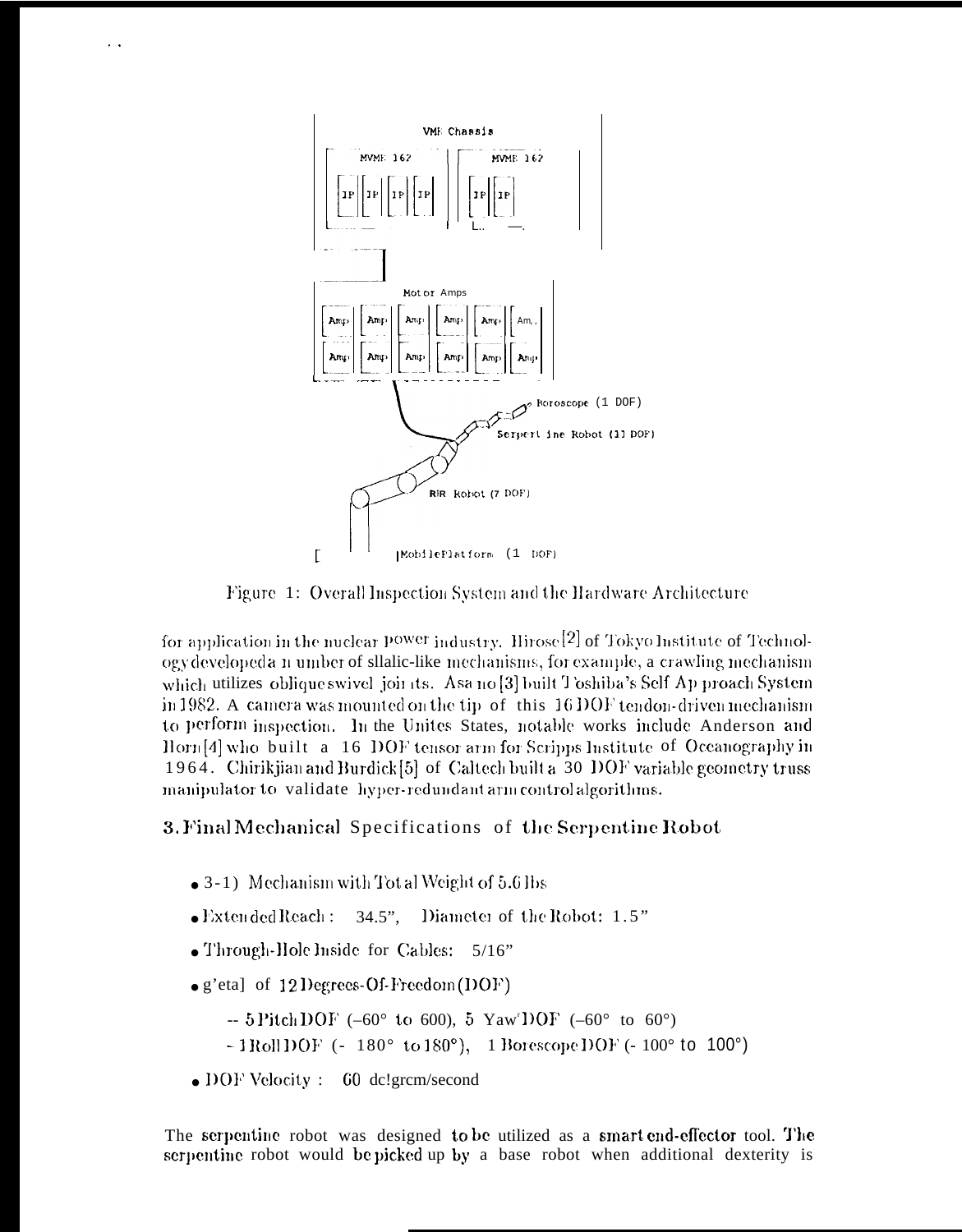Figure 1: Overall Inspection System and the Hardware Architecture

for application in the nuclear power industry. Hirose[2] of Tokyo Institute of Technology developed a number of snake-like mechanisms, for example, a crawling mechanism which utilizes oblique swivel joints. Asano[3] built Toshiba's Self Approach System in 1982. A camera was mounted on the tip of this 16 DOF tendon-driven mechanism to perform inspection. In the Unites States, notable works include Anderson and Horn[4] who built a 16 DOF tensor arm for Scripps Institute of Oceanography in 1964. Chirikjian and Burdick[5] of Caltech built a 30 DOF variable geometry truss manipulator to validate hyper-redundant arm control algorithms.

## 3. Final Mechanical Specifications of the Serpentine Robot

- 3-1) Mechanism with Total Weight of 5.6 lbs
- Extended Reach: 34.5", Diameter of the Robot: 1.5"
- Through-Hole Inside for Cables: 5/16"
- g'eta] of 12 Degrees-Of-Freedom (DOF)
  - -- 5 Pitch DOF (–60° to 600), 5 Yaw DOF (–60° to 60°)
  - - 1 Roll DOF (- 180° to 180°), 1 Borescope DOF (- 100° to 100°)
- DOF Velocity : 60 degree/second

The serpentine robot was designed to be utilized as a smart end-effector tool. The serpentine robot would be picked up by a base robot when additional dexterity is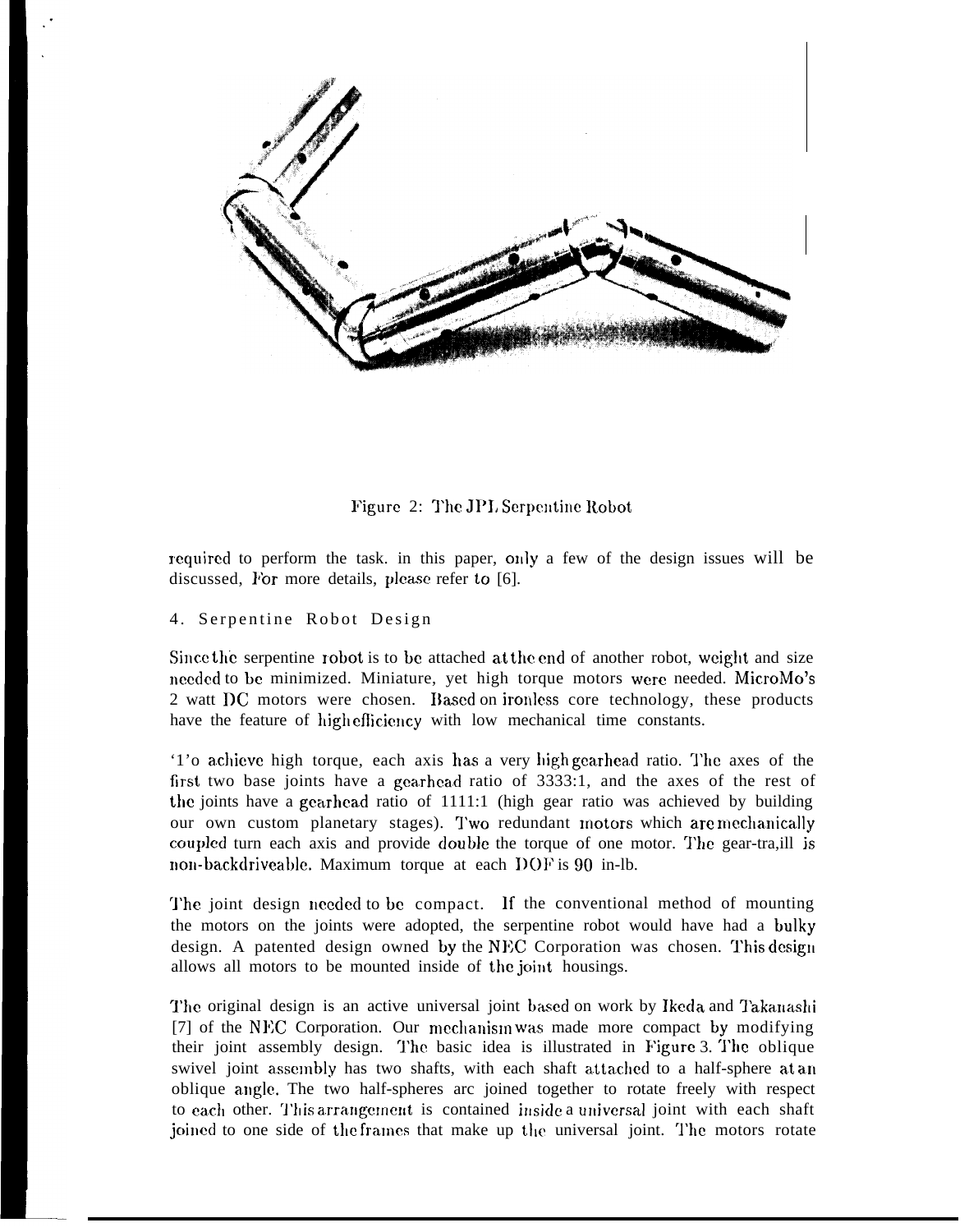Figure 2: The JPL Serpentine Robot

required to perform the task. in this paper, only a few of the design issues will be discussed, For more details, please refer to [6].

## 4. Serpentine Robot Design

Since the serpentine robot is to be attached at the end of another robot, weight and size needed to be minimized. Miniature, yet high torque motors were needed. MicroMo's 2 watt DC motors were chosen. Based on ironless core technology, these products have the feature of high efficiency with low mechanical time constants.

To achieve high torque, each axis has a very high gearhead ratio. The axes of the first two base joints have a gearhead ratio of 3333:1, and the axes of the rest of the joints have a gearhead ratio of 1111:1 (high gear ratio was achieved by building our own custom planetary stages). Two redundant motors which are mechanically coupled turn each axis and provide double the torque of one motor. The gear-train is non-backdriveable. Maximum torque at each DOF is 90 in-lb.

The joint design needed to be compact. If the conventional method of mounting the motors on the joints were adopted, the serpentine robot would have had a bulky design. A patented design owned by the NEC Corporation was chosen. This design allows all motors to be mounted inside of the joint housings.

The original design is an active universal joint based on work by Ikeda and Takanashi [7] of the NEC Corporation. Our mechanism was made more compact by modifying their joint assembly design. The basic idea is illustrated in Figure 3. The oblique swivel joint assembly has two shafts, with each shaft attached to a half-sphere at an oblique angle. The two half-spheres are joined together to rotate freely with respect to each other. This arrangement is contained inside a universal joint with each shaft joined to one side of the frames that make up the universal joint. The motors rotate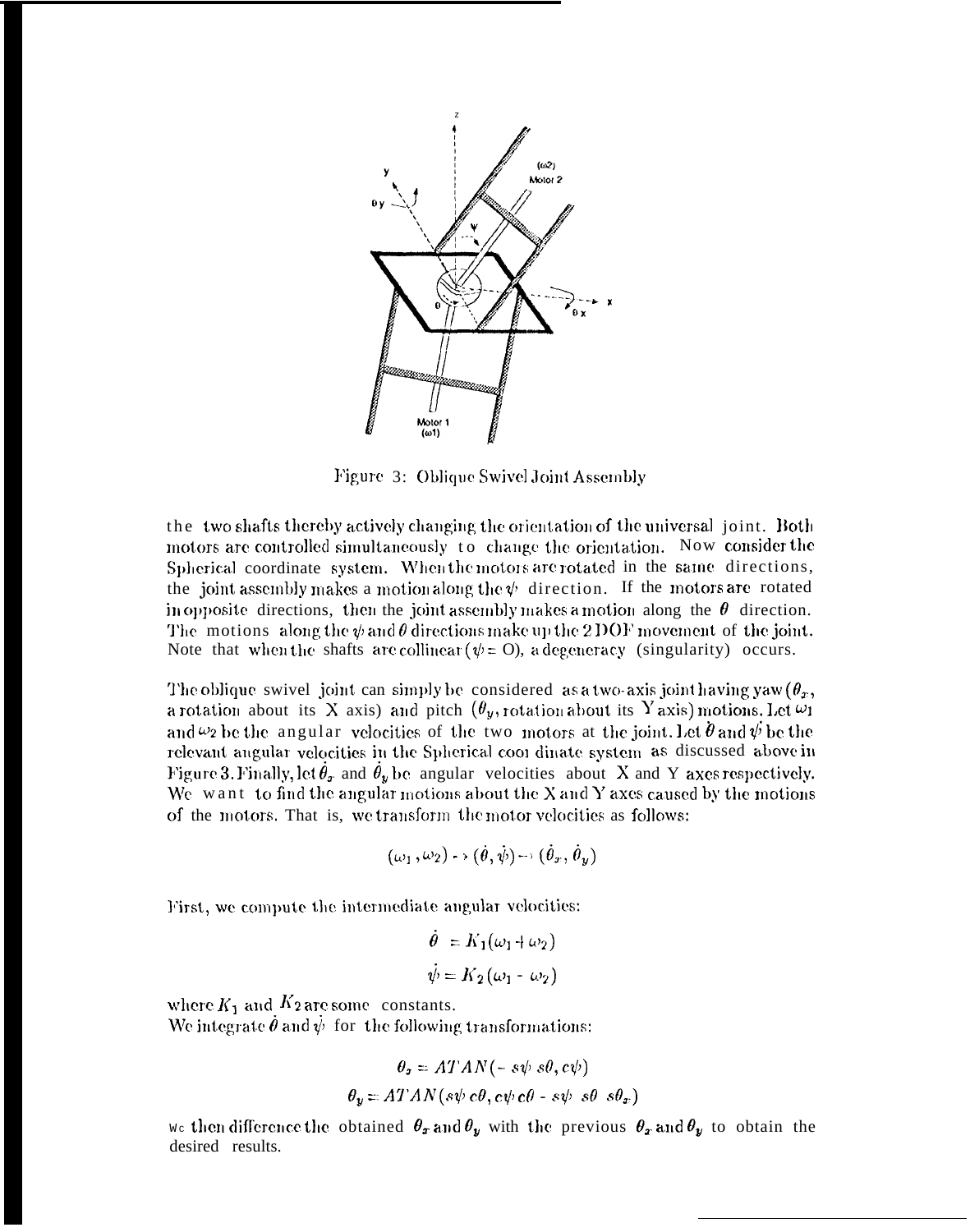Figure 3: Oblique Swivel Joint Assembly

the two shafts thereby actively changing the orientation of the universal joint. Both motors are controlled simultaneously to change the orientation. Now consider the Spherical coordinate system. When the motors are rotated in the same directions, the joint assembly makes a motion along the $\psi$ direction. If the motors are rotated in opposite directions, then the joint assembly makes a motion along the $\theta$ direction. The motions along the $\psi$ and $\theta$ directions make up the 2 DOF movement of the joint. Note that when the shafts are collinear ($\psi = 0$), a degeneracy (singularity) occurs.

The oblique swivel joint can simply be considered as a two-axis joint having yaw ($\theta_x$, a rotation about its X axis) and pitch ($\theta_y$, rotation about its Y axis) motions. Let $\omega_1$ and $\omega_2$ be the angular velocities of the two motors at the joint. Let $\dot{\theta}$ and $\dot{\psi}$ be the relevant angular velocities in the Spherical coordinate system as discussed above in Figure 3. Finally, let $\dot{\theta}_x$ and $\dot{\theta}_y$ be angular velocities about X and Y axes respectively. We want to find the angular motions about the X and Y axes caused by the motions of the motors. That is, we transform the motor velocities as follows:

$$(\omega_1, \omega_2) \rightarrow (\dot{\theta}, \dot{\psi}) \rightarrow (\dot{\theta}_x, \dot{\theta}_y)$$

First, we compute the intermediate angular velocities:

$$\dot{\theta} = K_1(\omega_1 + \omega_2)$$

$$\dot{\psi} = K_2(\omega_1 - \omega_2)$$

where $K_1$ and $K_2$ are some constants.
We integrate $\dot{\theta}$ and $\dot{\psi}$ for the following transformations:

$$\theta_x = ATAN(-s\psi\ s\theta, c\psi)$$

$$\theta_y = ATAN(s\psi\ c\theta, c\psi\ c\theta - s\psi\ s\theta\ s\theta_x)$$

We then difference the obtained $\theta_x$ and $\theta_y$ with the previous $\theta_x$ and $\theta_y$ to obtain the desired results.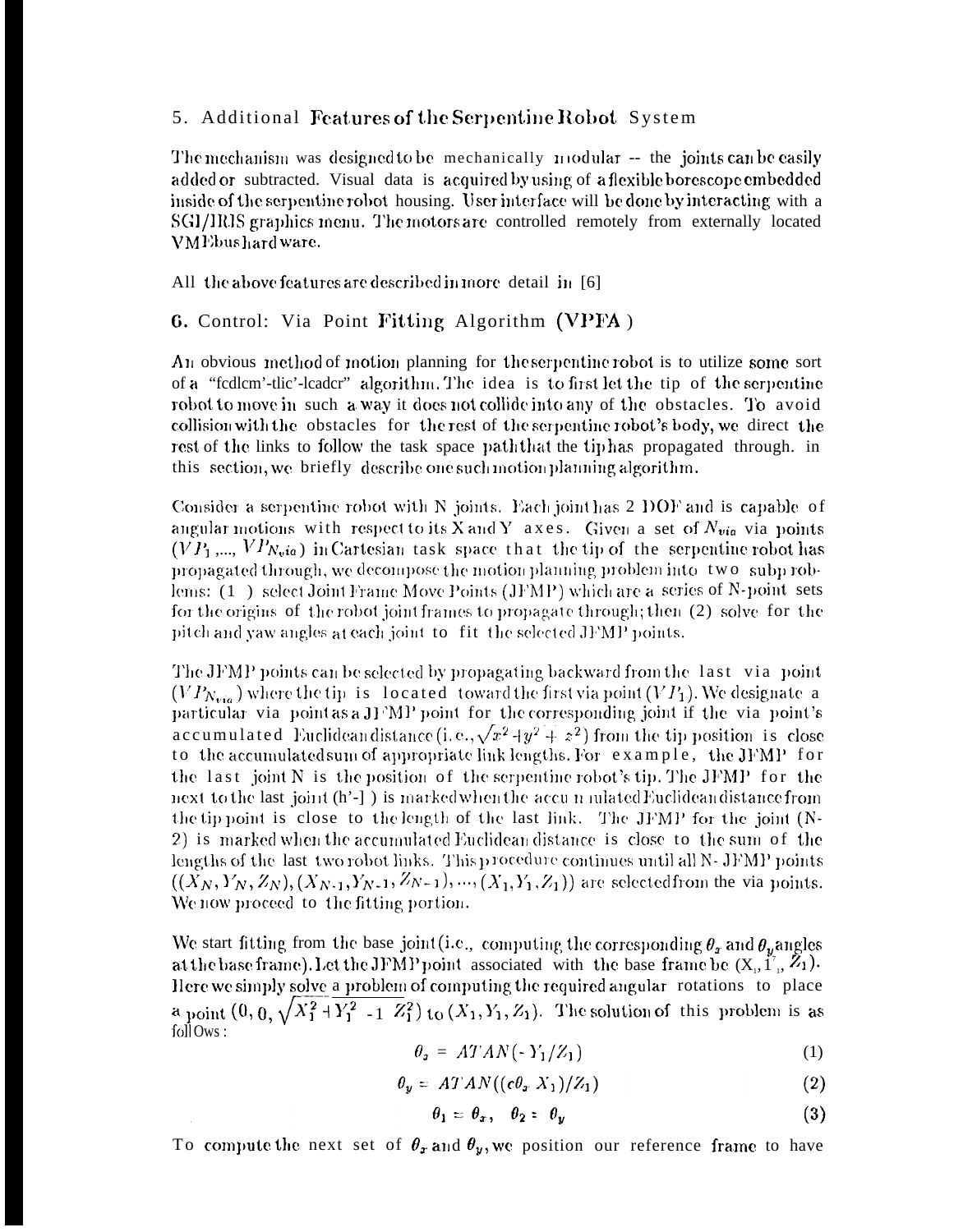## 5. Additional Features of the Serpentine Robot System

The mechanism was designed to be mechanically modular -- the joints can be easily added or subtracted. Visual data is acquired by using of a flexible borescope embedded inside of the serpentine robot housing. User interface will be done by interacting with a SGI/IRIS graphics menu. The motors are controlled remotely from externally located VMEbus hardware.

All the above features are described in more detail in [6]

## 6. Control: Via Point Fitting Algorithm (VPFA)

An obvious method of motion planning for the serpentine robot is to utilize some sort of a "fedlem'-tlic'-leader" algorithm. The idea is to first let the tip of the serpentine robot to move in such a way it does not collide into any of the obstacles. To avoid collision with the obstacles for the rest of the serpentine robot's body, we direct the rest of the links to follow the task space path that the tip has propagated through. in this section, we briefly describe one such motion planning algorithm.

Consider a serpentine robot with N joints. Each joint has 2 DOF and is capable of angular motions with respect to its X and Y axes. Given a set of $N_{via}$ via points ($VP_1$,..., $VP_{N_{via}}$) in Cartesian task space that the tip of the serpentine robot has propagated through, we decompose the motion planning problem into two subproblems: (1) select Joint Frame Move Points (JFMP) which are a series of N-point sets for the origins of the robot joint frames to propagate through; then (2) solve for the pitch and yaw angles at each joint to fit the selected JFMP points.

The JFMP points can be selected by propagating backward from the last via point ($VP_{N_{via}}$) where the tip is located toward the first via point ($VP_1$). We designate a particular via point as a JFMP point for the corresponding joint if the via point's accumulated Euclidean distance (i.e., $\sqrt{x^2+y^2+z^2}$) from the tip position is close to the accumulated sum of appropriate link lengths. For example, the JFMP for the last joint N is the position of the serpentine robot's tip. The JFMP for the next to the last joint (N-1) is marked when the accumulated Euclidean distance from the tip point is close to the length of the last link. The JFMP for the joint (N-2) is marked when the accumulated Euclidean distance is close to the sum of the lengths of the last two robot links. This procedure continues until all N- JFMP points $((X_N, Y_N, Z_N), (X_{N-1}, Y_{N-1}, Z_{N-1}), ..., (X_1, Y_1, Z_1))$ are selected from the via points. We now proceed to the fitting portion.

We start fitting from the base joint (i.e., computing the corresponding $\theta_x$ and $\theta_y$ angles at the base frame). Let the JFMP point associated with the base frame be $(X_1, Y_1, Z_1)$. Here we simply solve a problem of computing the required angular rotations to place a point $(0, 0, \sqrt{X_1^2+Y_1^2+Z_1^2})$ to $(X_1, Y_1, Z_1)$. The solution of this problem is as follows:

$$\theta_x = ATAN(-Y_1/Z_1) \tag{1}$$

$$\theta_y = ATAN((c\theta_x X_1)/Z_1) \tag{2}$$

$$\theta_1 = \theta_x, \quad \theta_2 = \theta_y \tag{3}$$

To compute the next set of $\theta_x$ and $\theta_y$, we position our reference frame to have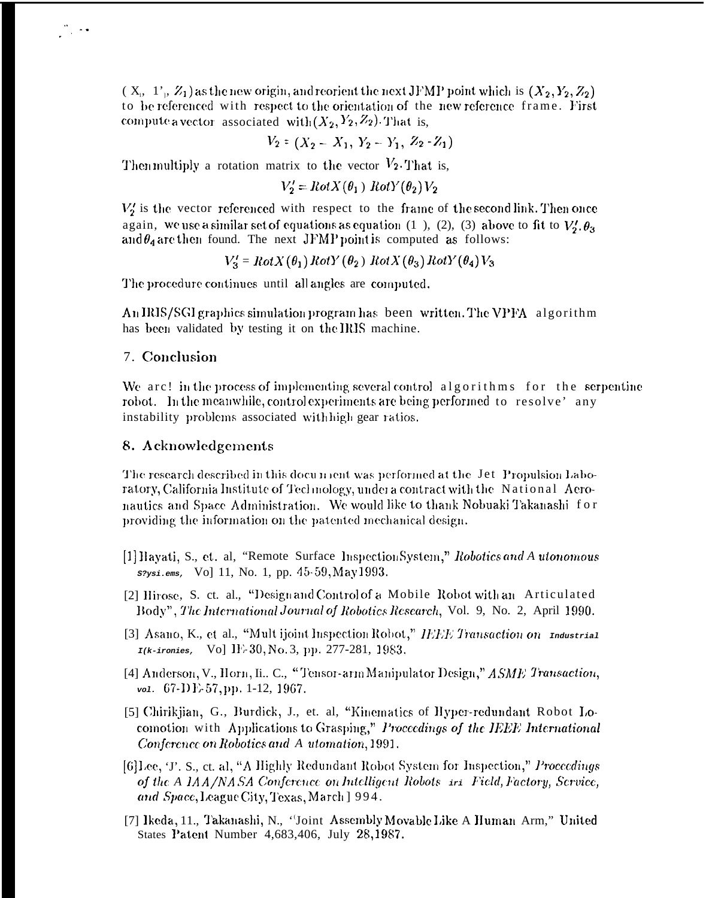$(X_1, Y_1, Z_1)$ as the new origin, and reorient the next JFMP point which is $(X_2, Y_2, Z_2)$ to be referenced with respect to the orientation of the new reference frame. First compute a vector associated with $(X_2, Y_2, Z_2)$. That is,

$$V_2 = (X_2 - X_1,\ Y_2 - Y_1,\ Z_2 - Z_1)$$

Then multiply a rotation matrix to the vector $V_2$. That is,

$$V_2' = RotX(\theta_1)\ RotY(\theta_2)\ V_2$$

$V_2'$ is the vector referenced with respect to the frame of the second link. Then once again, we use a similar set of equations as equation (1), (2), (3) above to fit to $V_2'$. $\theta_3$ and $\theta_4$ are then found. The next JFMP point is computed as follows:

$$V_3' = RotX(\theta_1)\ RotY(\theta_2)\ RotX(\theta_3)\ RotY(\theta_4)\ V_3$$

The procedure continues until all angles are computed.

An IRIS/SGI graphics simulation program has been written. The VPFA algorithm has been validated by testing it on the IRIS machine.

## 7. Conclusion

We are in the process of implementing several control algorithms for the serpentine robot. In the meanwhile, control experiments are being performed to resolve any instability problems associated with high gear ratios.

## 8. Acknowledgements

The research described in this document was performed at the Jet Propulsion Laboratory, California Institute of Technology, under a contract with the National Aeronautics and Space Administration. We would like to thank Nobuaki Takanashi for providing the information on the patented mechanical design.

[1] Hayati, S., et. al, "Remote Surface Inspection System," *Robotics and Autonomous Systems*, Vol 11, No. 1, pp. 45-59, May 1993.

[2] Hirose, S. et. al., "Design and Control of a Mobile Robot with an Articulated Body", *The International Journal of Robotics Research*, Vol. 9, No. 2, April 1990.

[3] Asano, K., et al., "Multijoint Inspection Robot," *IEEE Transaction on Industrial Electronics*, Vol IE-30, No. 3, pp. 277-281, 1983.

[4] Anderson, V., Horn, R. C., "Tensor-arm Manipulator Design," *ASME Transaction*, vol. 67-DE-57, pp. 1-12, 1967.

[5] Chirikjian, G., Burdick, J., et. al, "Kinematics of Hyper-redundant Robot Locomotion with Applications to Grasping," *Proceedings of the IEEE International Conference on Robotics and Automation*, 1991.

[6] Lee, T. S., et. al, "A Highly Redundant Robot System for Inspection," *Proceedings of the AIAA/NASA Conference on Intelligent Robots in Field, Factory, Service, and Space*, League City, Texas, March 1994.

[7] Ikeda, H., Takanashi, N., "Joint Assembly Movable Like A Human Arm," United States Patent Number 4,683,406, July 28, 1987.